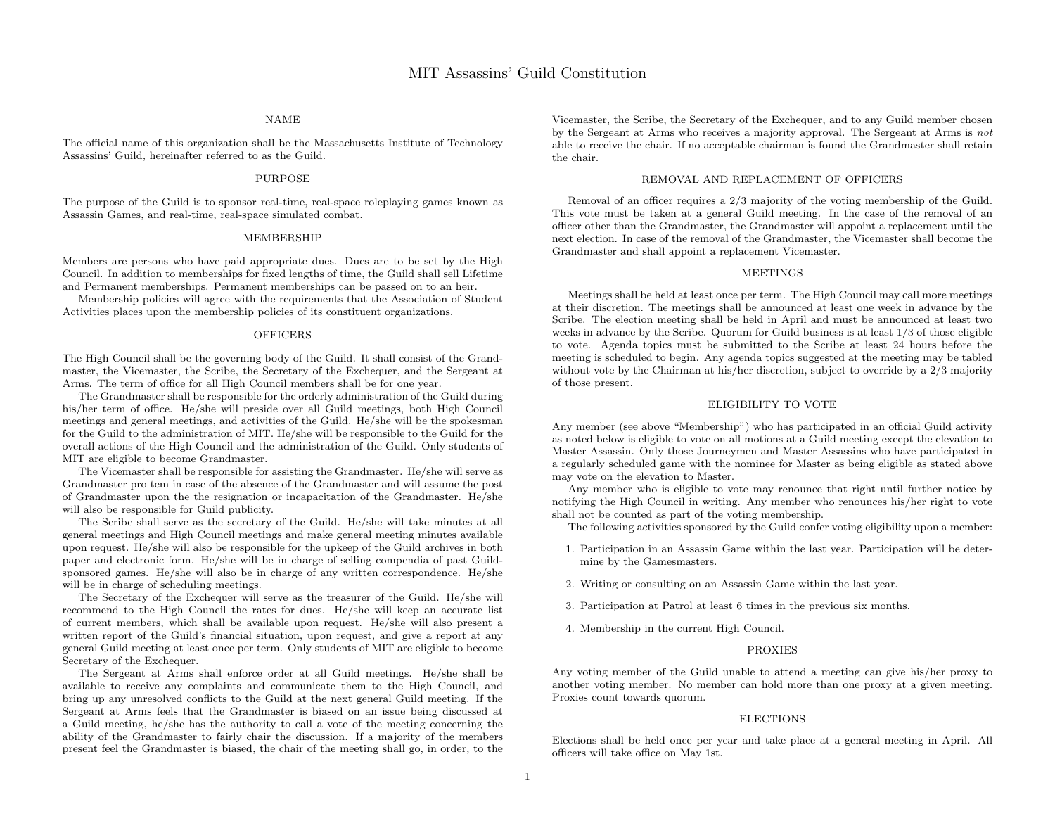# MIT Assassins' Guild Constitution

## NAME

The official name of this organization shall be the Massachusetts Institute of Technology Assassins' Guild, hereinafter referred to as the Guild.

## PURPOSE

The purpose of the Guild is to sponsor real-time, real-space roleplaying games known as Assassin Games, and real-time, real-space simulated combat.

## MEMBERSHIP

Members are persons who have paid appropriate dues. Dues are to be set by the High Council. In addition to memberships for fixed lengths of time, the Guild shall sell Lifetime and Permanent memberships. Permanent memberships can be passed on to an heir.

Membership policies will agree with the requirements that the Association of Student Activities places upon the membership policies of its constituent organizations.

## OFFICERS

The High Council shall be the governing body of the Guild. It shall consist of the Grandmaster, the Vicemaster, the Scribe, the Secretary of the Exchequer, and the Sergeant at Arms. The term of office for all High Council members shall be for one year.

The Grandmaster shall be responsible for the orderly administration of the Guild during his/her term of office. He/she will preside over all Guild meetings, both High Council meetings and general meetings, and activities of the Guild. He/she will be the spokesman for the Guild to the administration of MIT. He/she will be responsible to the Guild for the overall actions of the High Council and the administration of the Guild. Only students of MIT are eligible to become Grandmaster.

The Vicemaster shall be responsible for assisting the Grandmaster. He/she will serve as Grandmaster pro tem in case of the absence of the Grandmaster and will assume the post of Grandmaster upon the the resignation or incapacitation of the Grandmaster. He/she will also be responsible for Guild publicity.

The Scribe shall serve as the secretary of the Guild. He/she will take minutes at all general meetings and High Council meetings and make general meeting minutes available upon request. He/she will also be responsible for the upkeep of the Guild archives in both paper and electronic form. He/she will be in charge of selling compendia of past Guild-sponsored games. He/she will also be in charge of any written correspondence. He/she will be in charge of scheduling meetings.

The Secretary of the Exchequer will serve as the treasurer of the Guild. He/she will recommend to the High Council the rates for dues. He/she will keep an accurate list of current members, which shall be available upon request. He/she will also present a written report of the Guild's financial situation, upon request, and give a report at any general Guild meeting at least once per term. Only students of MIT are eligible to become Secretary of the Exchequer.

The Sergeant at Arms shall enforce order at all Guild meetings. He/she shall be available to receive any complaints and communicate them to the High Council, and bring up any unresolved conflicts to the Guild at the next general Guild meeting. If the Sergeant at Arms feels that the Grandmaster is biased on an issue being discussed at a Guild meeting, he/she has the authority to call a vote of the meeting concerning the ability of the Grandmaster to fairly chair the discussion. If a majority of the members present feel the Grandmaster is biased, the chair of the meeting shall go, in order, to the Vicemaster, the Scribe, the Secretary of the Exchequer, and to any Guild member chosen by the Sergeant at Arms who receives a majority approval. The Sergeant at Arms is *not* able to receive the chair. If no acceptable chairman is found the Grandmaster shall retain the chair.

## REMOVAL AND REPLACEMENT OF OFFICERS

Removal of an officer requires a 2/3 majority of the voting membership of the Guild. This vote must be taken at a general Guild meeting. In the case of the removal of an officer other than the Grandmaster, the Grandmaster will appoint a replacement until the next election. In case of the removal of the Grandmaster, the Vicemaster shall become the Grandmaster and shall appoint a replacement Vicemaster.

## MEETINGS

Meetings shall be held at least once per term. The High Council may call more meetings at their discretion. The meetings shall be announced at least one week in advance by the Scribe. The election meeting shall be held in April and must be announced at least two weeks in advance by the Scribe. Quorum for Guild business is at least 1/3 of those eligible to vote. Agenda topics must be submitted to the Scribe at least 24 hours before the meeting is scheduled to begin. Any agenda topics suggested at the meeting may be tabled without vote by the Chairman at his/her discretion, subject to override by a 2/3 majority of those present.

## ELIGIBILITY TO VOTE

Any member (see above "Membership") who has participated in an official Guild activity as noted below is eligible to vote on all motions at a Guild meeting except the elevation to Master Assassin. Only those Journeymen and Master Assassins who have participated in a regularly scheduled game with the nominee for Master as being eligible as stated above may vote on the elevation to Master.

Any member who is eligible to vote may renounce that right until further notice by notifying the High Council in writing. Any member who renounces his/her right to vote shall not be counted as part of the voting membership.

The following activities sponsored by the Guild confer voting eligibility upon a member:

1. Participation in an Assassin Game within the last year. Participation will be determine by the Gamesmasters.
2. Writing or consulting on an Assassin Game within the last year.
3. Participation at Patrol at least 6 times in the previous six months.
4. Membership in the current High Council.

## PROXIES

Any voting member of the Guild unable to attend a meeting can give his/her proxy to another voting member. No member can hold more than one proxy at a given meeting. Proxies count towards quorum.

## ELECTIONS

Elections shall be held once per year and take place at a general meeting in April. All officers will take office on May 1st.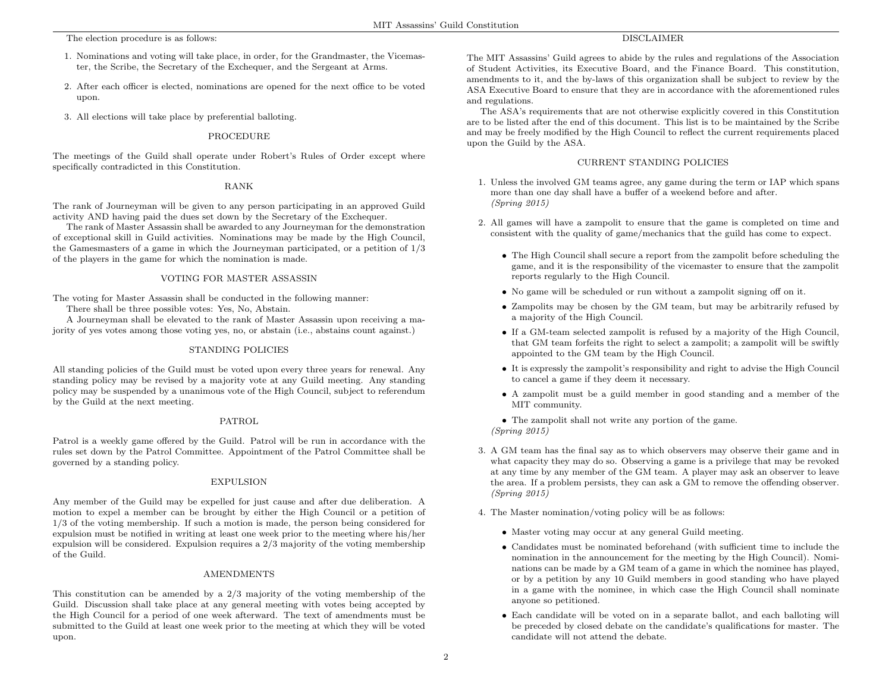The election procedure is as follows:

1. Nominations and voting will take place, in order, for the Grandmaster, the Vicemaster, the Scribe, the Secretary of the Exchequer, and the Sergeant at Arms.

2. After each officer is elected, nominations are opened for the next office to be voted upon.

3. All elections will take place by preferential balloting.

## PROCEDURE

The meetings of the Guild shall operate under Robert's Rules of Order except where specifically contradicted in this Constitution.

## RANK

The rank of Journeyman will be given to any person participating in an approved Guild activity AND having paid the dues set down by the Secretary of the Exchequer.

The rank of Master Assassin shall be awarded to any Journeyman for the demonstration of exceptional skill in Guild activities. Nominations may be made by the High Council, the Gamesmasters of a game in which the Journeyman participated, or a petition of 1/3 of the players in the game for which the nomination is made.

## VOTING FOR MASTER ASSASSIN

The voting for Master Assassin shall be conducted in the following manner:

There shall be three possible votes: Yes, No, Abstain.

A Journeyman shall be elevated to the rank of Master Assassin upon receiving a majority of yes votes among those voting yes, no, or abstain (i.e., abstains count against.)

## STANDING POLICIES

All standing policies of the Guild must be voted upon every three years for renewal. Any standing policy may be revised by a majority vote at any Guild meeting. Any standing policy may be suspended by a unanimous vote of the High Council, subject to referendum by the Guild at the next meeting.

## PATROL

Patrol is a weekly game offered by the Guild. Patrol will be run in accordance with the rules set down by the Patrol Committee. Appointment of the Patrol Committee shall be governed by a standing policy.

## EXPULSION

Any member of the Guild may be expelled for just cause and after due deliberation. A motion to expel a member can be brought by either the High Council or a petition of 1/3 of the voting membership. If such a motion is made, the person being considered for expulsion must be notified in writing at least one week prior to the meeting where his/her expulsion will be considered. Expulsion requires a 2/3 majority of the voting membership of the Guild.

## AMENDMENTS

This constitution can be amended by a 2/3 majority of the voting membership of the Guild. Discussion shall take place at any general meeting with votes being accepted by the High Council for a period of one week afterward. The text of amendments must be submitted to the Guild at least one week prior to the meeting at which they will be voted upon.

## DISCLAIMER

The MIT Assassins' Guild agrees to abide by the rules and regulations of the Association of Student Activities, its Executive Board, and the Finance Board. This constitution, amendments to it, and the by-laws of this organization shall be subject to review by the ASA Executive Board to ensure that they are in accordance with the aforementioned rules and regulations.

The ASA's requirements that are not otherwise explicitly covered in this Constitution are to be listed after the end of this document. This list is to be maintained by the Scribe and may be freely modified by the High Council to reflect the current requirements placed upon the Guild by the ASA.

## CURRENT STANDING POLICIES

1. Unless the involved GM teams agree, any game during the term or IAP which spans more than one day shall have a buffer of a weekend before and after.
   *(Spring 2015)*

2. All games will have a zampolit to ensure that the game is completed on time and consistent with the quality of game/mechanics that the guild has come to expect.

   - The High Council shall secure a report from the zampolit before scheduling the game, and it is the responsibility of the vicemaster to ensure that the zampolit reports regularly to the High Council.
   - No game will be scheduled or run without a zampolit signing off on it.
   - Zampolits may be chosen by the GM team, but may be arbitrarily refused by a majority of the High Council.
   - If a GM-team selected zampolit is refused by a majority of the High Council, that GM team forfeits the right to select a zampolit; a zampolit will be swiftly appointed to the GM team by the High Council.
   - It is expressly the zampolit's responsibility and right to advise the High Council to cancel a game if they deem it necessary.
   - A zampolit must be a guild member in good standing and a member of the MIT community.
   - The zampolit shall not write any portion of the game.

   *(Spring 2015)*

3. A GM team has the final say as to which observers may observe their game and in what capacity they may do so. Observing a game is a privilege that may be revoked at any time by any member of the GM team. A player may ask an observer to leave the area. If a problem persists, they can ask a GM to remove the offending observer.
   *(Spring 2015)*

4. The Master nomination/voting policy will be as follows:

   - Master voting may occur at any general Guild meeting.
   - Candidates must be nominated beforehand (with sufficient time to include the nomination in the announcement for the meeting by the High Council). Nominations can be made by a GM team of a game in which the nominee has played, or by a petition by any 10 Guild members in good standing who have played in a game with the nominee, in which case the High Council shall nominate anyone so petitioned.
   - Each candidate will be voted on in a separate ballot, and each balloting will be preceded by closed debate on the candidate's qualifications for master. The candidate will not attend the debate.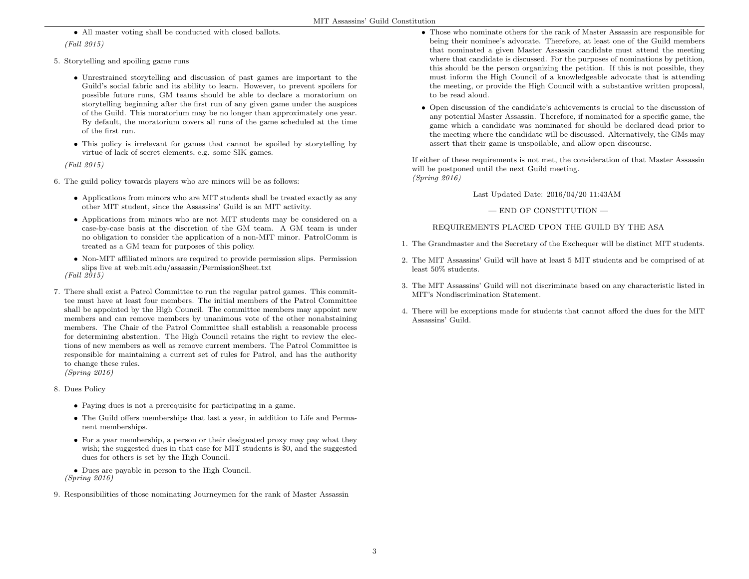- All master voting shall be conducted with closed ballots.

*(Fall 2015)*

5. Storytelling and spoiling game runs

   - Unrestrained storytelling and discussion of past games are important to the Guild's social fabric and its ability to learn. However, to prevent spoilers for possible future runs, GM teams should be able to declare a moratorium on storytelling beginning after the first run of any given game under the auspices of the Guild. This moratorium may be no longer than approximately one year. By default, the moratorium covers all runs of the game scheduled at the time of the first run.
   - This policy is irrelevant for games that cannot be spoiled by storytelling by virtue of lack of secret elements, e.g. some SIK games.

   *(Fall 2015)*

6. The guild policy towards players who are minors will be as follows:

   - Applications from minors who are MIT students shall be treated exactly as any other MIT student, since the Assassins' Guild is an MIT activity.
   - Applications from minors who are not MIT students may be considered on a case-by-case basis at the discretion of the GM team. A GM team is under no obligation to consider the application of a non-MIT minor. PatrolComm is treated as a GM team for purposes of this policy.
   - Non-MIT affiliated minors are required to provide permission slips. Permission slips live at web.mit.edu/assassin/PermissionSheet.txt

   *(Fall 2015)*

7. There shall exist a Patrol Committee to run the regular patrol games. This committee must have at least four members. The initial members of the Patrol Committee shall be appointed by the High Council. The committee members may appoint new members and can remove members by unanimous vote of the other nonabstaining members. The Chair of the Patrol Committee shall establish a reasonable process for determining abstention. The High Council retains the right to review the elections of new members as well as remove current members. The Patrol Committee is responsible for maintaining a current set of rules for Patrol, and has the authority to change these rules.
   *(Spring 2016)*

8. Dues Policy

   - Paying dues is not a prerequisite for participating in a game.
   - The Guild offers memberships that last a year, in addition to Life and Permanent memberships.
   - For a year membership, a person or their designated proxy may pay what they wish; the suggested dues in that case for MIT students is $0, and the suggested dues for others is set by the High Council.
   - Dues are payable in person to the High Council.

   *(Spring 2016)*

9. Responsibilities of those nominating Journeymen for the rank of Master Assassin

   - Those who nominate others for the rank of Master Assassin are responsible for being their nominee's advocate. Therefore, at least one of the Guild members that nominated a given Master Assassin candidate must attend the meeting where that candidate is discussed. For the purposes of nominations by petition, this should be the person organizing the petition. If this is not possible, they must inform the High Council of a knowledgeable advocate that is attending the meeting, or provide the High Council with a substantive written proposal, to be read aloud.
   - Open discussion of the candidate's achievements is crucial to the discussion of any potential Master Assassin. Therefore, if nominated for a specific game, the game which a candidate was nominated for should be declared dead prior to the meeting where the candidate will be discussed. Alternatively, the GMs may assert that their game is unspoilable, and allow open discourse.

   If either of these requirements is not met, the consideration of that Master Assassin will be postponed until the next Guild meeting.
   *(Spring 2016)*

Last Updated Date: 2016/04/20 11:43AM

— END OF CONSTITUTION —

REQUIREMENTS PLACED UPON THE GUILD BY THE ASA

1. The Grandmaster and the Secretary of the Exchequer will be distinct MIT students.
2. The MIT Assassins' Guild will have at least 5 MIT students and be comprised of at least 50% students.
3. The MIT Assassins' Guild will not discriminate based on any characteristic listed in MIT's Nondiscrimination Statement.
4. There will be exceptions made for students that cannot afford the dues for the MIT Assassins' Guild.